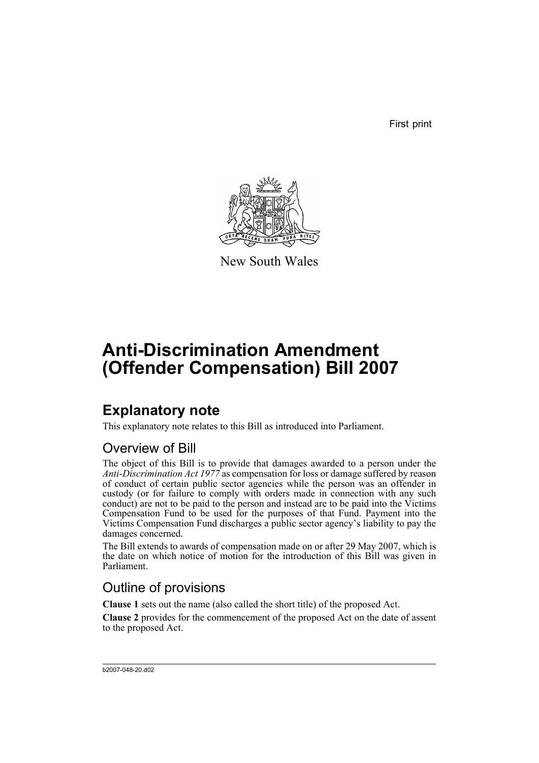First print

New South Wales

# Anti-Discrimination Amendment (Offender Compensation) Bill 2007

## Explanatory note

This explanatory note relates to this Bill as introduced into Parliament.

### Overview of Bill

The object of this Bill is to provide that damages awarded to a person under the *Anti-Discrimination Act 1977* as compensation for loss or damage suffered by reason of conduct of certain public sector agencies while the person was an offender in custody (or for failure to comply with orders made in connection with any such conduct) are not to be paid to the person and instead are to be paid into the Victims Compensation Fund to be used for the purposes of that Fund. Payment into the Victims Compensation Fund discharges a public sector agency's liability to pay the damages concerned.

The Bill extends to awards of compensation made on or after 29 May 2007, which is the date on which notice of motion for the introduction of this Bill was given in Parliament.

### Outline of provisions

**Clause 1** sets out the name (also called the short title) of the proposed Act.

**Clause 2** provides for the commencement of the proposed Act on the date of assent to the proposed Act.

b2007-048-20.d02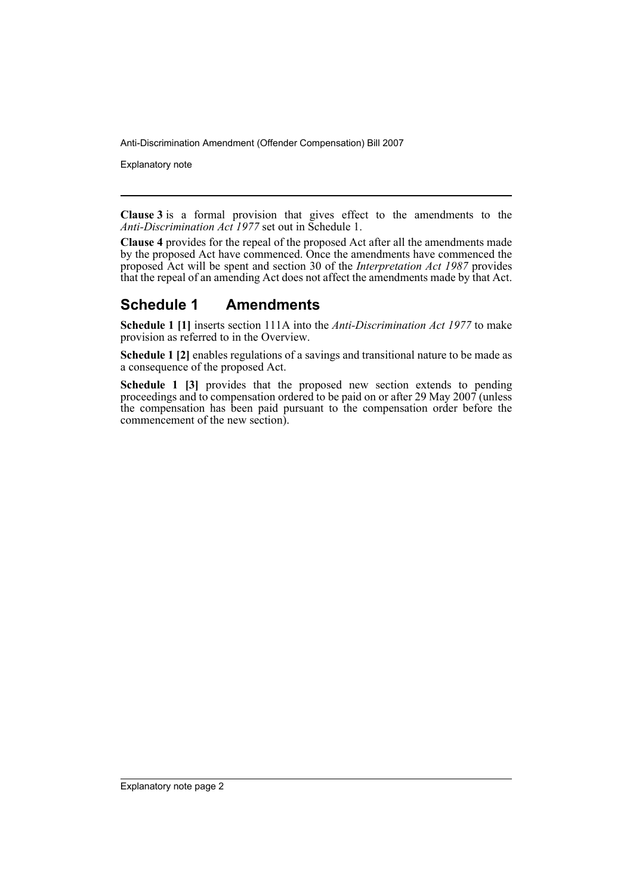**Clause 3** is a formal provision that gives effect to the amendments to the *Anti-Discrimination Act 1977* set out in Schedule 1.

**Clause 4** provides for the repeal of the proposed Act after all the amendments made by the proposed Act have commenced. Once the amendments have commenced the proposed Act will be spent and section 30 of the *Interpretation Act 1987* provides that the repeal of an amending Act does not affect the amendments made by that Act.

## Schedule 1 Amendments

**Schedule 1 [1]** inserts section 111A into the *Anti-Discrimination Act 1977* to make provision as referred to in the Overview.

**Schedule 1 [2]** enables regulations of a savings and transitional nature to be made as a consequence of the proposed Act.

**Schedule 1 [3]** provides that the proposed new section extends to pending proceedings and to compensation ordered to be paid on or after 29 May 2007 (unless the compensation has been paid pursuant to the compensation order before the commencement of the new section).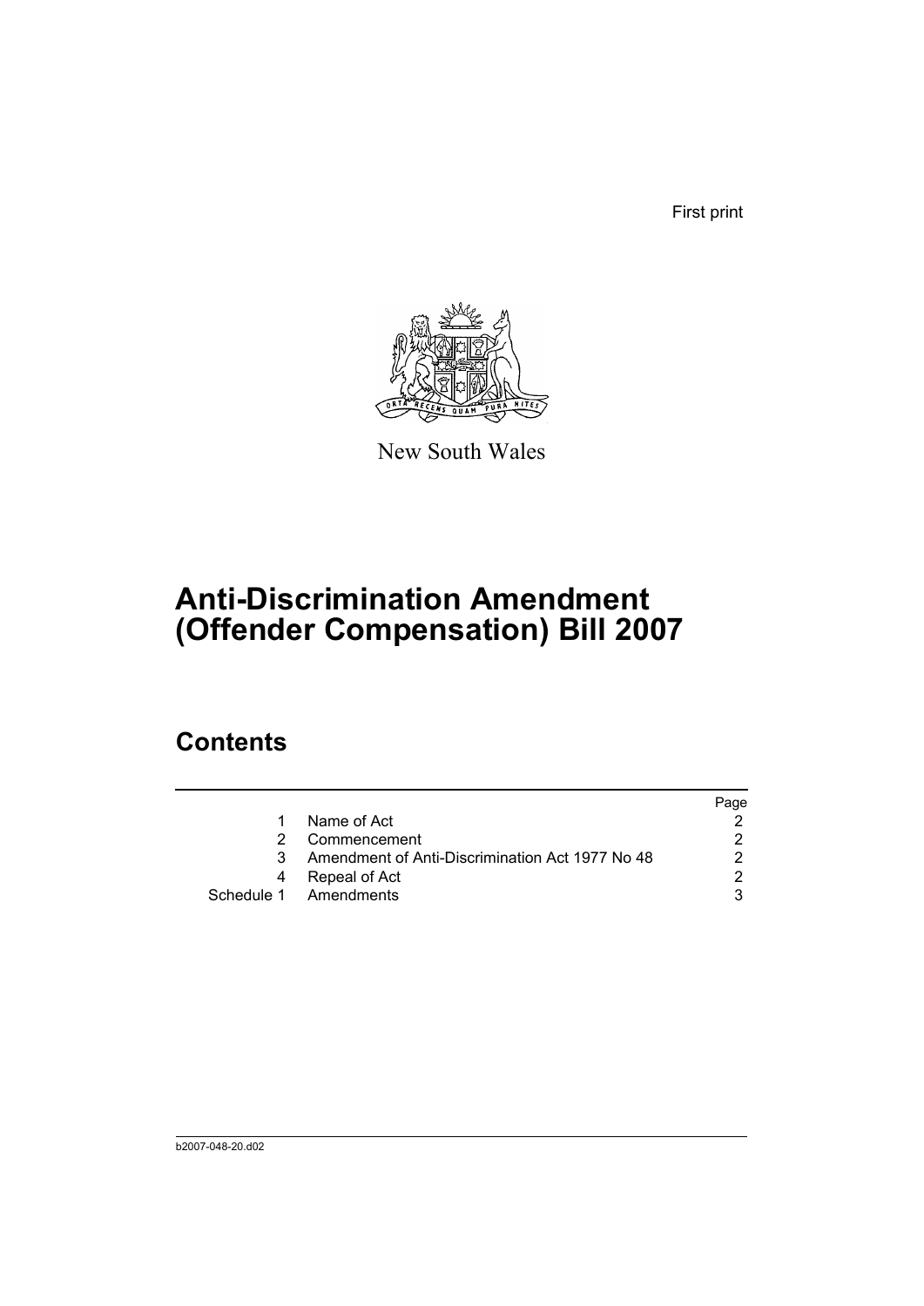First print

New South Wales

# Anti-Discrimination Amendment (Offender Compensation) Bill 2007

## Contents

| | | Page |
|---|---|---|
| 1 | Name of Act | 2 |
| 2 | Commencement | 2 |
| 3 | Amendment of Anti-Discrimination Act 1977 No 48 | 2 |
| 4 | Repeal of Act | 2 |
| Schedule 1 | Amendments | 3 |

b2007-048-20.d02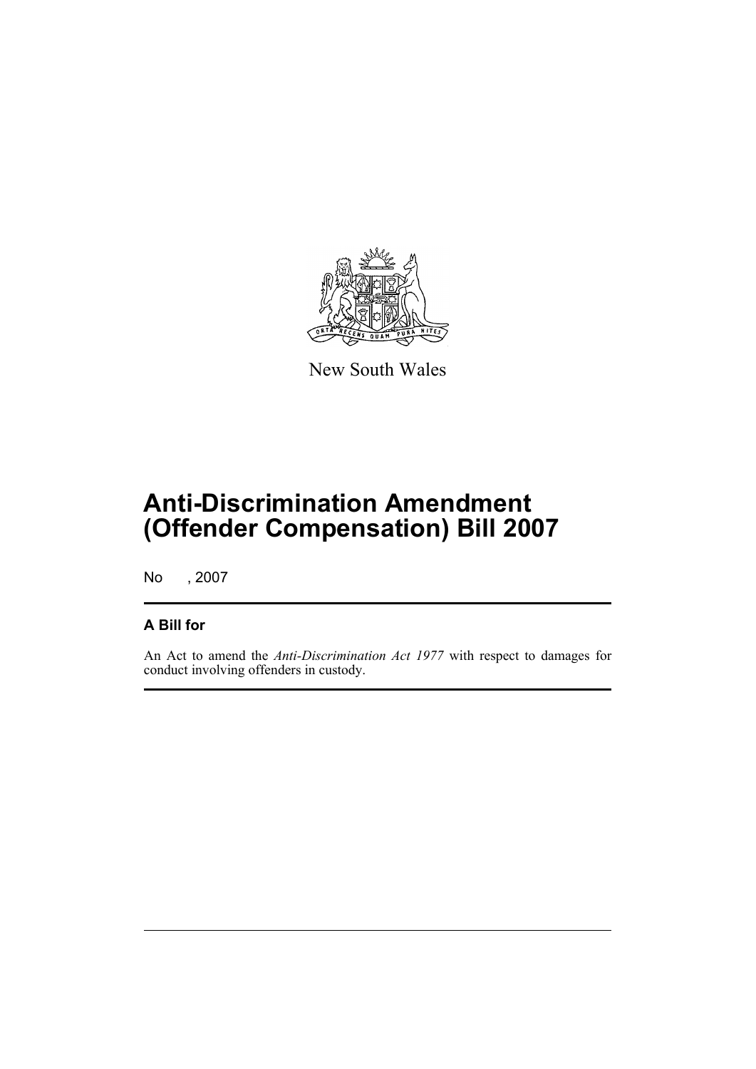New South Wales

# Anti-Discrimination Amendment (Offender Compensation) Bill 2007

No , 2007

## A Bill for

An Act to amend the *Anti-Discrimination Act 1977* with respect to damages for conduct involving offenders in custody.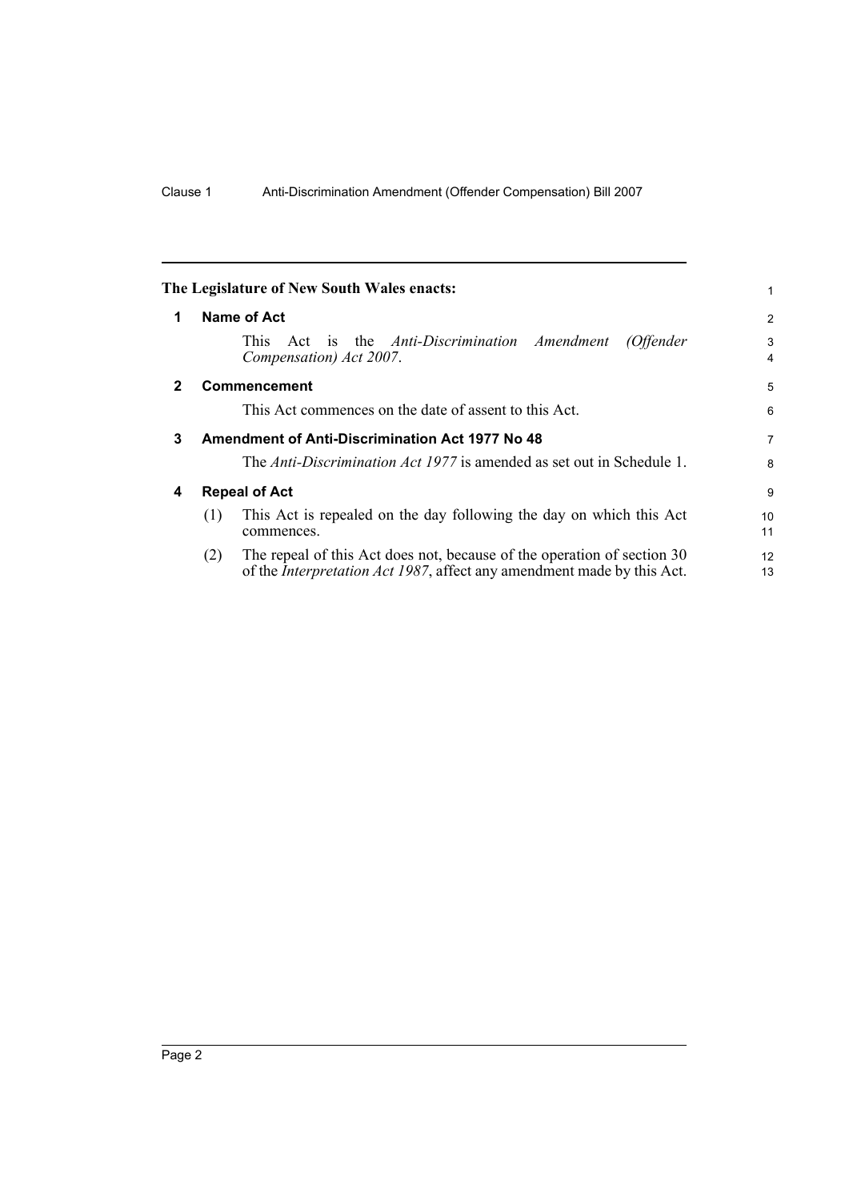The Legislature of New South Wales enacts:

## 1 Name of Act

This Act is the *Anti-Discrimination Amendment (Offender Compensation) Act 2007*.

## 2 Commencement

This Act commences on the date of assent to this Act.

## 3 Amendment of Anti-Discrimination Act 1977 No 48

The *Anti-Discrimination Act 1977* is amended as set out in Schedule 1.

## 4 Repeal of Act

(1) This Act is repealed on the day following the day on which this Act commences.

(2) The repeal of this Act does not, because of the operation of section 30 of the *Interpretation Act 1987*, affect any amendment made by this Act.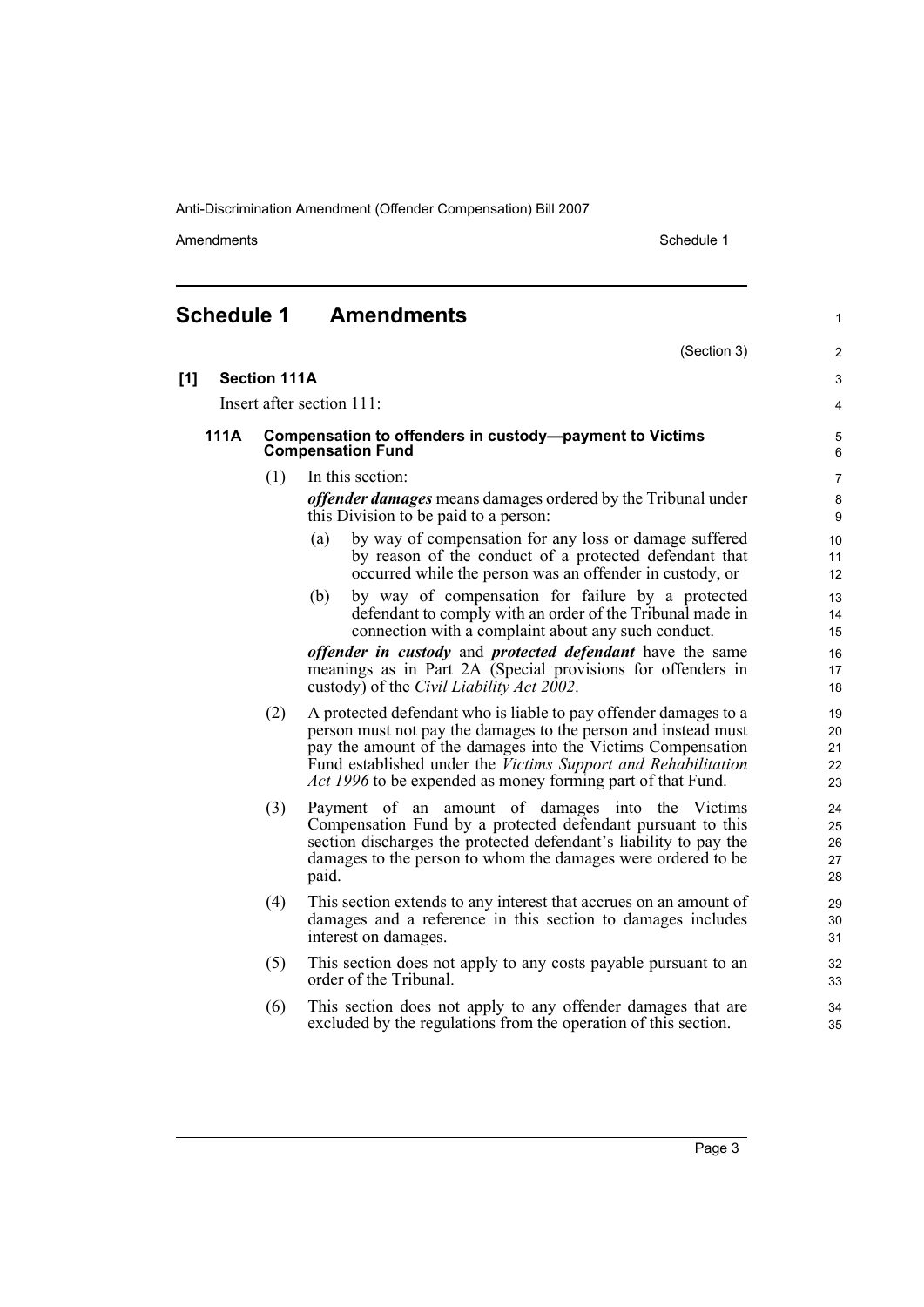## Schedule 1 Amendments

(Section 3)

**[1] Section 111A**

Insert after section 111:

### 111A Compensation to offenders in custody—payment to Victims Compensation Fund

(1) In this section:

***offender damages*** means damages ordered by the Tribunal under this Division to be paid to a person:

(a) by way of compensation for any loss or damage suffered by reason of the conduct of a protected defendant that occurred while the person was an offender in custody, or

(b) by way of compensation for failure by a protected defendant to comply with an order of the Tribunal made in connection with a complaint about any such conduct.

***offender in custody*** and ***protected defendant*** have the same meanings as in Part 2A (Special provisions for offenders in custody) of the *Civil Liability Act 2002*.

(2) A protected defendant who is liable to pay offender damages to a person must not pay the damages to the person and instead must pay the amount of the damages into the Victims Compensation Fund established under the *Victims Support and Rehabilitation Act 1996* to be expended as money forming part of that Fund.

(3) Payment of an amount of damages into the Victims Compensation Fund by a protected defendant pursuant to this section discharges the protected defendant's liability to pay the damages to the person to whom the damages were ordered to be paid.

(4) This section extends to any interest that accrues on an amount of damages and a reference in this section to damages includes interest on damages.

(5) This section does not apply to any costs payable pursuant to an order of the Tribunal.

(6) This section does not apply to any offender damages that are excluded by the regulations from the operation of this section.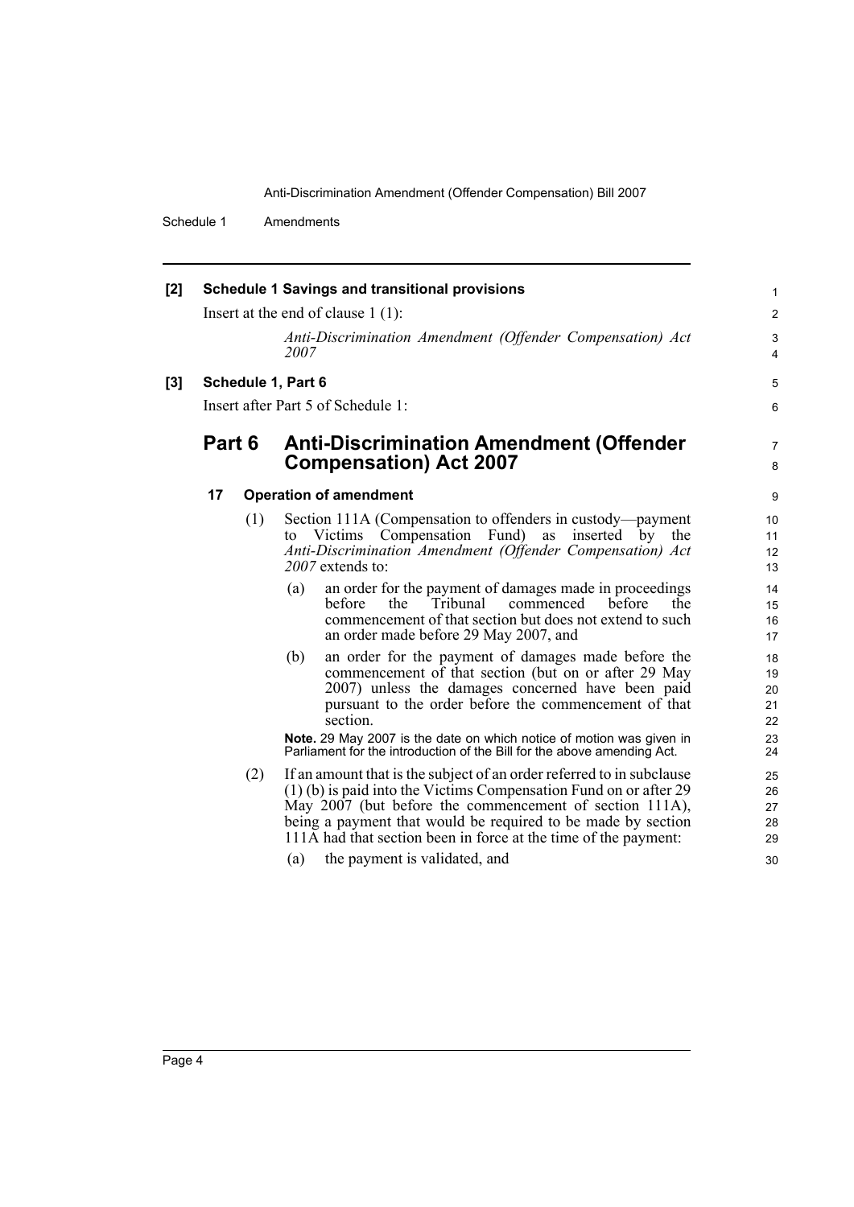**[2] Schedule 1 Savings and transitional provisions**

Insert at the end of clause 1 (1):

*Anti-Discrimination Amendment (Offender Compensation) Act 2007*

**[3] Schedule 1, Part 6**

Insert after Part 5 of Schedule 1:

## Part 6 Anti-Discrimination Amendment (Offender Compensation) Act 2007

### 17 Operation of amendment

(1) Section 111A (Compensation to offenders in custody—payment to Victims Compensation Fund) as inserted by the *Anti-Discrimination Amendment (Offender Compensation) Act 2007* extends to:

- (a) an order for the payment of damages made in proceedings before the Tribunal commenced before the commencement of that section but does not extend to such an order made before 29 May 2007, and
- (b) an order for the payment of damages made before the commencement of that section (but on or after 29 May 2007) unless the damages concerned have been paid pursuant to the order before the commencement of that section.

**Note.** 29 May 2007 is the date on which notice of motion was given in Parliament for the introduction of the Bill for the above amending Act.

(2) If an amount that is the subject of an order referred to in subclause (1) (b) is paid into the Victims Compensation Fund on or after 29 May 2007 (but before the commencement of section 111A), being a payment that would be required to be made by section 111A had that section been in force at the time of the payment:

- (a) the payment is validated, and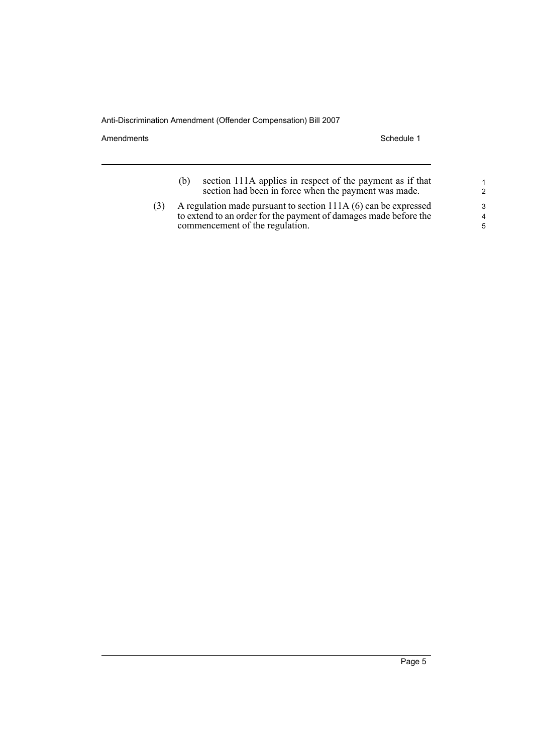(b) section 111A applies in respect of the payment as if that section had been in force when the payment was made.

(3) A regulation made pursuant to section 111A (6) can be expressed to extend to an order for the payment of damages made before the commencement of the regulation.